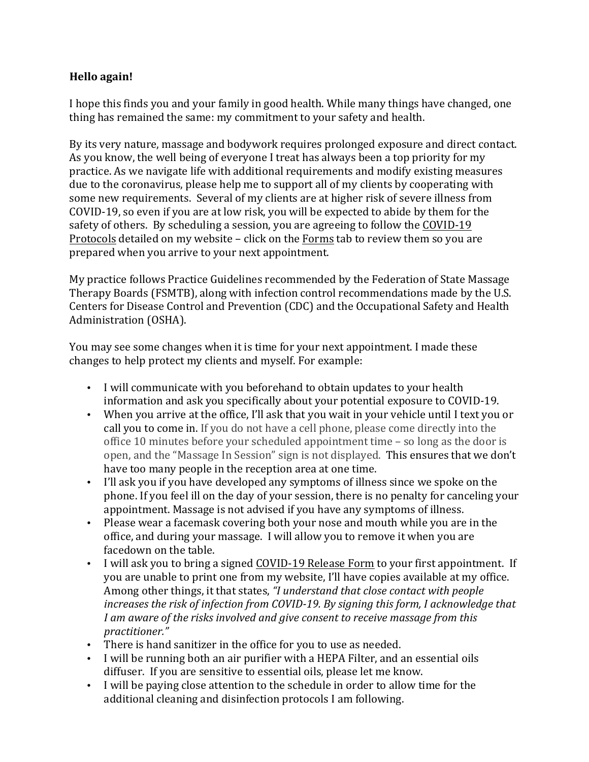**Hello again!**

I hope this finds you and your family in good health. While many things have changed, one thing has remained the same: my commitment to your safety and health.

By its very nature, massage and bodywork requires prolonged exposure and direct contact. As you know, the well being of everyone I treat has always been a top priority for my practice. As we navigate life with additional requirements and modify existing measures due to the coronavirus, please help me to support all of my clients by cooperating with some new requirements. Several of my clients are at higher risk of severe illness from COVID-19, so even if you are at low risk, you will be expected to abide by them for the safety of others. By scheduling a session, you are agreeing to follow the COVID-19 Protocols detailed on my website – click on the Forms tab to review them so you are prepared when you arrive to your next appointment.

My practice follows Practice Guidelines recommended by the Federation of State Massage Therapy Boards (FSMTB), along with infection control recommendations made by the U.S. Centers for Disease Control and Prevention (CDC) and the Occupational Safety and Health Administration (OSHA).

You may see some changes when it is time for your next appointment. I made these changes to help protect my clients and myself. For example:

- I will communicate with you beforehand to obtain updates to your health information and ask you specifically about your potential exposure to COVID-19.
- When you arrive at the office, I'll ask that you wait in your vehicle until I text you or call you to come in. If you do not have a cell phone, please come directly into the office 10 minutes before your scheduled appointment time – so long as the door is open, and the "Massage In Session" sign is not displayed. This ensures that we don't have too many people in the reception area at one time.
- I'll ask you if you have developed any symptoms of illness since we spoke on the phone. If you feel ill on the day of your session, there is no penalty for canceling your appointment. Massage is not advised if you have any symptoms of illness.
- Please wear a facemask covering both your nose and mouth while you are in the office, and during your massage. I will allow you to remove it when you are facedown on the table.
- I will ask you to bring a signed COVID-19 Release Form to your first appointment. If you are unable to print one from my website, I'll have copies available at my office. Among other things, it that states, *"I understand that close contact with people increases the risk of infection from COVID-19. By signing this form, I acknowledge that I am aware of the risks involved and give consent to receive massage from this practitioner."*
- There is hand sanitizer in the office for you to use as needed.
- I will be running both an air purifier with a HEPA Filter, and an essential oils diffuser. If you are sensitive to essential oils, please let me know.
- I will be paying close attention to the schedule in order to allow time for the additional cleaning and disinfection protocols I am following.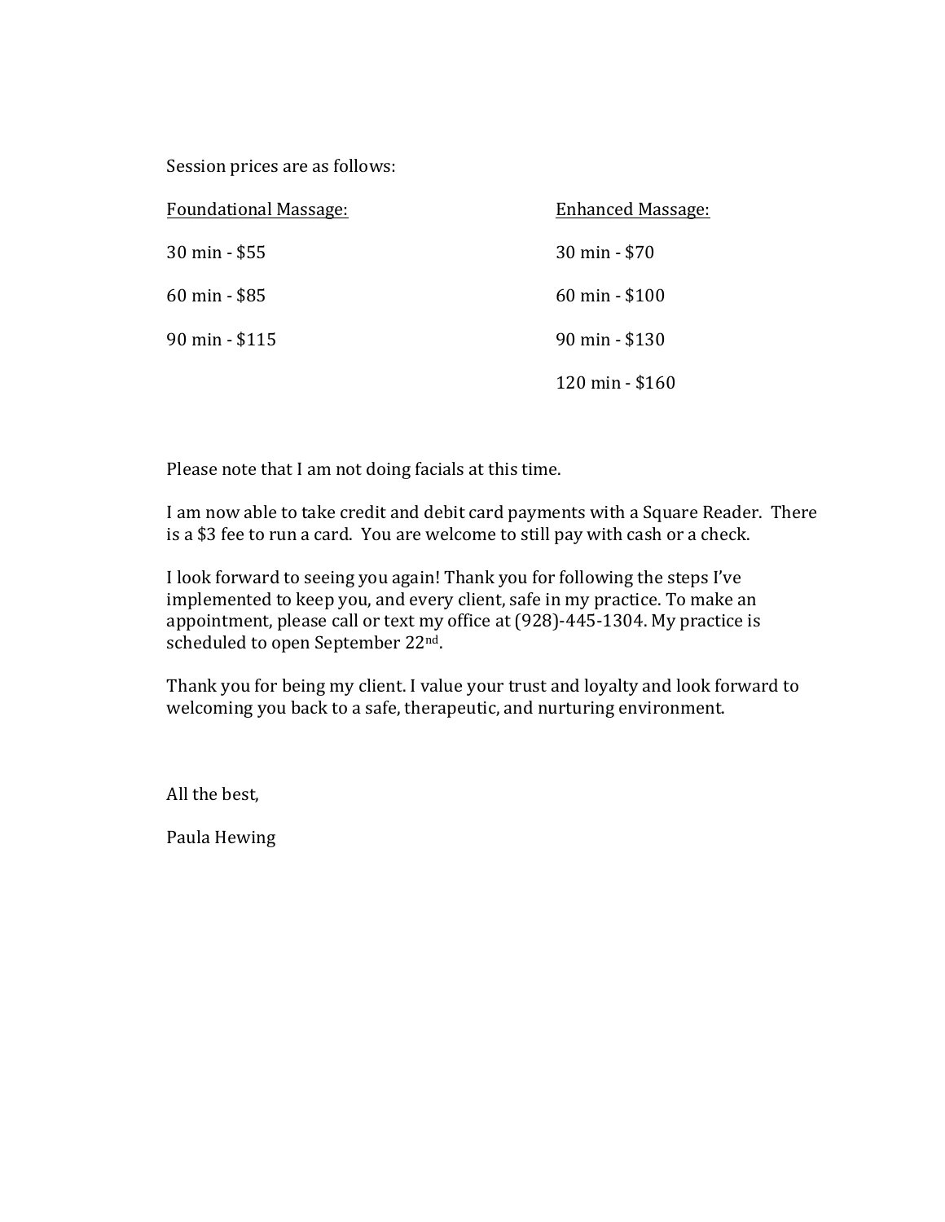Session prices are as follows:

| Foundational Massage: | Enhanced Massage: |
| --- | --- |
| 30 min - $55 | 30 min - $70 |
| 60 min - $85 | 60 min - $100 |
| 90 min - $115 | 90 min - $130 |
| | 120 min - $160 |

Please note that I am not doing facials at this time.

I am now able to take credit and debit card payments with a Square Reader. There is a $3 fee to run a card. You are welcome to still pay with cash or a check.

I look forward to seeing you again! Thank you for following the steps I've implemented to keep you, and every client, safe in my practice. To make an appointment, please call or text my office at (928)-445-1304. My practice is scheduled to open September 22nd.

Thank you for being my client. I value your trust and loyalty and look forward to welcoming you back to a safe, therapeutic, and nurturing environment.

All the best,

Paula Hewing